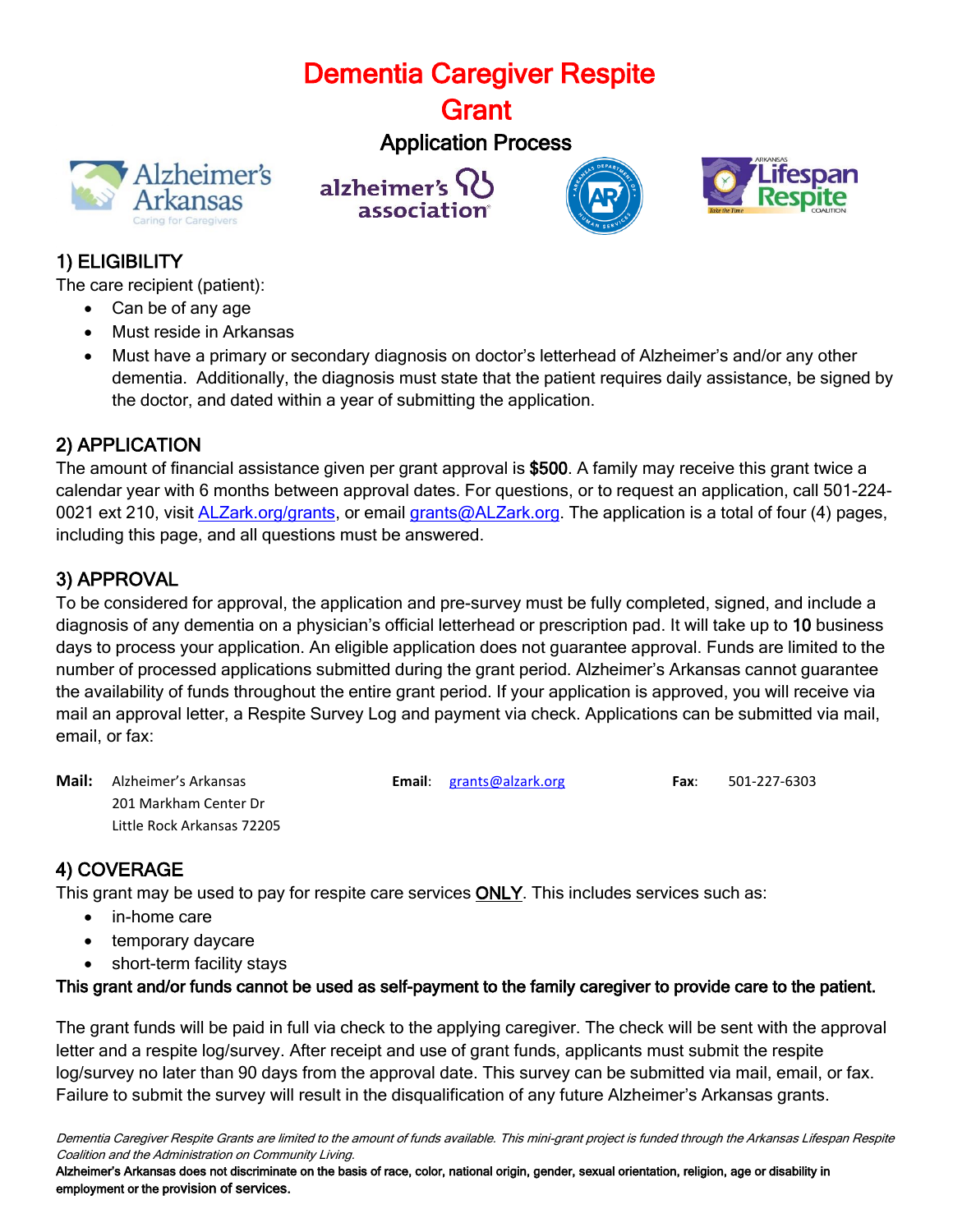# Dementia Caregiver Respite Grant

## Application Process

### 1) ELIGIBILITY

The care recipient (patient):

- Can be of any age
- Must reside in Arkansas
- Must have a primary or secondary diagnosis on doctor's letterhead of Alzheimer's and/or any other dementia. Additionally, the diagnosis must state that the patient requires daily assistance, be signed by the doctor, and dated within a year of submitting the application.

### 2) APPLICATION

The amount of financial assistance given per grant approval is **$500**. A family may receive this grant twice a calendar year with 6 months between approval dates. For questions, or to request an application, call 501-224-0021 ext 210, visit [ALZark.org/grants](ALZark.org/grants), or email [grants@ALZark.org](mailto:grants@ALZark.org). The application is a total of four (4) pages, including this page, and all questions must be answered.

### 3) APPROVAL

To be considered for approval, the application and pre-survey must be fully completed, signed, and include a diagnosis of any dementia on a physician's official letterhead or prescription pad. It will take up to 10 business days to process your application. An eligible application does not guarantee approval. Funds are limited to the number of processed applications submitted during the grant period. Alzheimer's Arkansas cannot guarantee the availability of funds throughout the entire grant period. If your application is approved, you will receive via mail an approval letter, a Respite Survey Log and payment via check. Applications can be submitted via mail, email, or fax:

**Mail:** Alzheimer's Arkansas
201 Markham Center Dr
Little Rock Arkansas 72205

**Email:** [grants@alzark.org](mailto:grants@alzark.org)

**Fax:** 501-227-6303

### 4) COVERAGE

This grant may be used to pay for respite care services <u>ONLY</u>. This includes services such as:

- in-home care
- temporary daycare
- short-term facility stays

**This grant and/or funds cannot be used as self-payment to the family caregiver to provide care to the patient.**

The grant funds will be paid in full via check to the applying caregiver. The check will be sent with the approval letter and a respite log/survey. After receipt and use of grant funds, applicants must submit the respite log/survey no later than 90 days from the approval date. This survey can be submitted via mail, email, or fax. Failure to submit the survey will result in the disqualification of any future Alzheimer's Arkansas grants.

*Dementia Caregiver Respite Grants are limited to the amount of funds available. This mini-grant project is funded through the Arkansas Lifespan Respite Coalition and the Administration on Community Living.*

**Alzheimer's Arkansas does not discriminate on the basis of race, color, national origin, gender, sexual orientation, religion, age or disability in employment or the provision of services.**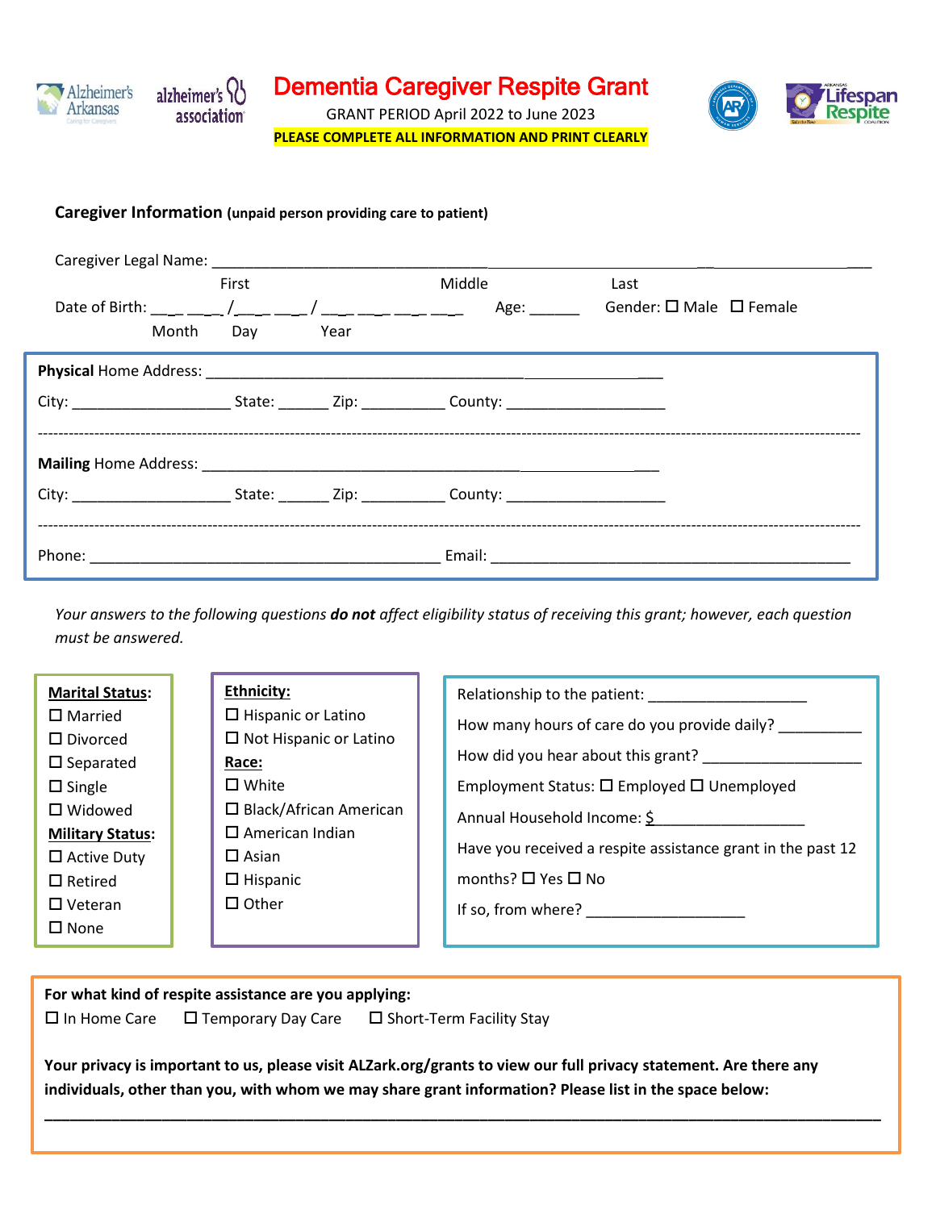# Dementia Caregiver Respite Grant

GRANT PERIOD April 2022 to June 2023

**PLEASE COMPLETE ALL INFORMATION AND PRINT CLEARLY**

## Caregiver Information (unpaid person providing care to patient)

Caregiver Legal Name: ______________________________________________________________________________
First Middle Last

Date of Birth: ___ ___ / ___ ___ / ___ ___ ___ ___ Age: ______ Gender: ☐ Male ☐ Female
Month Day Year

**Physical** Home Address: ______________________________________________________________

City: ___________________ State: ______ Zip: __________ County: ___________________

**Mailing** Home Address: ______________________________________________________________

City: ___________________ State: ______ Zip: __________ County: ___________________

Phone: ___________________________________________ Email: ____________________________________________

*Your answers to the following questions **do not** affect eligibility status of receiving this grant; however, each question must be answered.*

**Marital Status:**
- ☐ Married
- ☐ Divorced
- ☐ Separated
- ☐ Single
- ☐ Widowed

**Military Status:**
- ☐ Active Duty
- ☐ Retired
- ☐ Veteran
- ☐ None

**Ethnicity:**
- ☐ Hispanic or Latino
- ☐ Not Hispanic or Latino

**Race:**
- ☐ White
- ☐ Black/African American
- ☐ American Indian
- ☐ Asian
- ☐ Hispanic
- ☐ Other

Relationship to the patient: ___________________

How many hours of care do you provide daily? __________

How did you hear about this grant? ___________________

Employment Status: ☐ Employed ☐ Unemployed

Annual Household Income: $__________________

Have you received a respite assistance grant in the past 12 months? ☐ Yes ☐ No

If so, from where? ___________________

**For what kind of respite assistance are you applying:**

☐ In Home Care ☐ Temporary Day Care ☐ Short-Term Facility Stay

**Your privacy is important to us, please visit ALZark.org/grants to view our full privacy statement. Are there any individuals, other than you, with whom we may share grant information? Please list in the space below:**

______________________________________________________________________________________________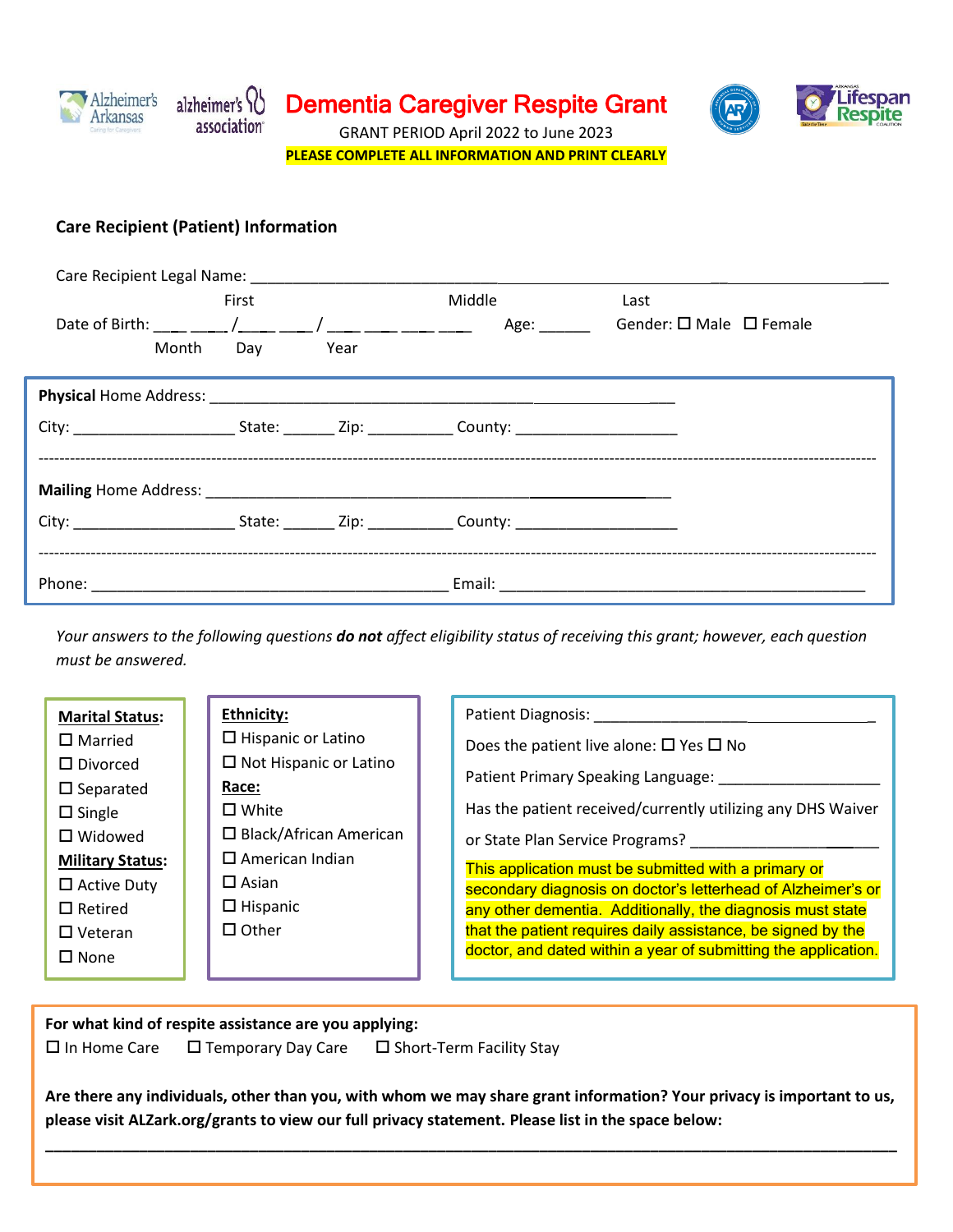# Dementia Caregiver Respite Grant

GRANT PERIOD April 2022 to June 2023

**PLEASE COMPLETE ALL INFORMATION AND PRINT CLEARLY**

## Care Recipient (Patient) Information

Care Recipient Legal Name: ______________________________________________________________________________

First Middle Last

Date of Birth: ___ ___ /___ ___ / ___ ___ ___ ___ Age: ______ Gender: ☐ Male ☐ Female

Month Day Year

**Physical** Home Address: ______________________________________________________

City: ___________________ State: ______ Zip: __________ County: ___________________

---

**Mailing** Home Address: ______________________________________________________

City: ___________________ State: ______ Zip: __________ County: ___________________

---

Phone: ___________________________________________ Email: ____________________________________________

*Your answers to the following questions* ***do not*** *affect eligibility status of receiving this grant; however, each question must be answered.*

**Marital Status:**
- ☐ Married
- ☐ Divorced
- ☐ Separated
- ☐ Single
- ☐ Widowed

**Military Status:**
- ☐ Active Duty
- ☐ Retired
- ☐ Veteran
- ☐ None

**Ethnicity:**
- ☐ Hispanic or Latino
- ☐ Not Hispanic or Latino

**Race:**
- ☐ White
- ☐ Black/African American
- ☐ American Indian
- ☐ Asian
- ☐ Hispanic
- ☐ Other

Patient Diagnosis: ___________________________________

Does the patient live alone: ☐ Yes ☐ No

Patient Primary Speaking Language: ___________________

Has the patient received/currently utilizing any DHS Waiver or State Plan Service Programs? ______________________

This application must be submitted with a primary or secondary diagnosis on doctor's letterhead of Alzheimer's or any other dementia. Additionally, the diagnosis must state that the patient requires daily assistance, be signed by the doctor, and dated within a year of submitting the application.

**For what kind of respite assistance are you applying:**

☐ In Home Care ☐ Temporary Day Care ☐ Short-Term Facility Stay

**Are there any individuals, other than you, with whom we may share grant information? Your privacy is important to us, please visit ALZark.org/grants to view our full privacy statement. Please list in the space below:**

______________________________________________________________________________________________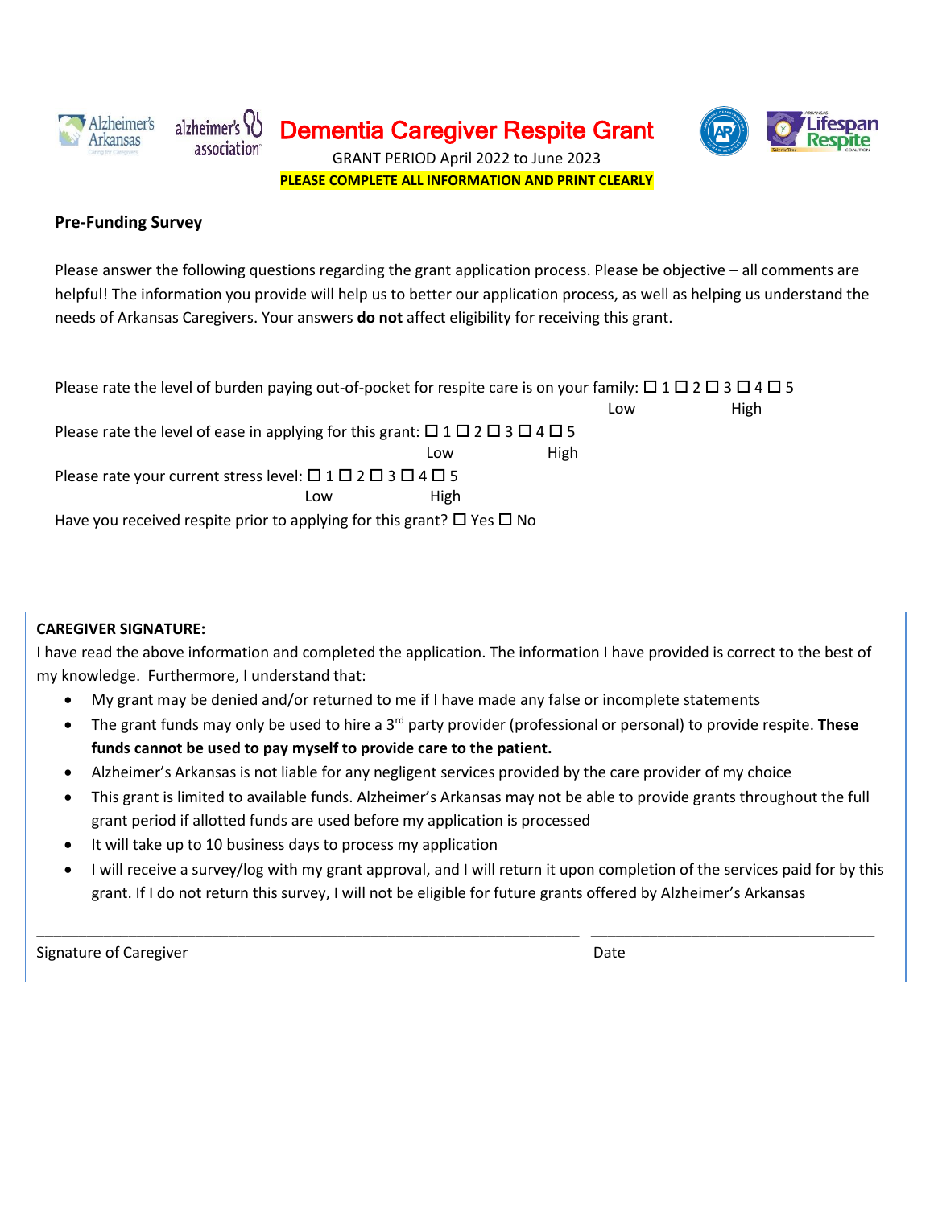# Dementia Caregiver Respite Grant

GRANT PERIOD April 2022 to June 2023

**PLEASE COMPLETE ALL INFORMATION AND PRINT CLEARLY**

**Pre-Funding Survey**

Please answer the following questions regarding the grant application process. Please be objective – all comments are helpful! The information you provide will help us to better our application process, as well as helping us understand the needs of Arkansas Caregivers. Your answers **do not** affect eligibility for receiving this grant.

Please rate the level of burden paying out-of-pocket for respite care is on your family: ☐ 1 ☐ 2 ☐ 3 ☐ 4 ☐ 5
Low High

Please rate the level of ease in applying for this grant: ☐ 1 ☐ 2 ☐ 3 ☐ 4 ☐ 5
Low High

Please rate your current stress level: ☐ 1 ☐ 2 ☐ 3 ☐ 4 ☐ 5
Low High

Have you received respite prior to applying for this grant? ☐ Yes ☐ No

**CAREGIVER SIGNATURE:**

I have read the above information and completed the application. The information I have provided is correct to the best of my knowledge. Furthermore, I understand that:

- My grant may be denied and/or returned to me if I have made any false or incomplete statements
- The grant funds may only be used to hire a 3rd party provider (professional or personal) to provide respite. **These funds cannot be used to pay myself to provide care to the patient.**
- Alzheimer's Arkansas is not liable for any negligent services provided by the care provider of my choice
- This grant is limited to available funds. Alzheimer's Arkansas may not be able to provide grants throughout the full grant period if allotted funds are used before my application is processed
- It will take up to 10 business days to process my application
- I will receive a survey/log with my grant approval, and I will return it upon completion of the services paid for by this grant. If I do not return this survey, I will not be eligible for future grants offered by Alzheimer's Arkansas

\_\_\_\_\_\_\_\_\_\_\_\_\_\_\_\_\_\_\_\_\_\_\_\_\_\_\_\_\_\_\_\_\_\_\_\_\_\_\_\_ \_\_\_\_\_\_\_\_\_\_\_\_\_\_\_\_\_\_\_\_\_\_\_\_

Signature of Caregiver Date